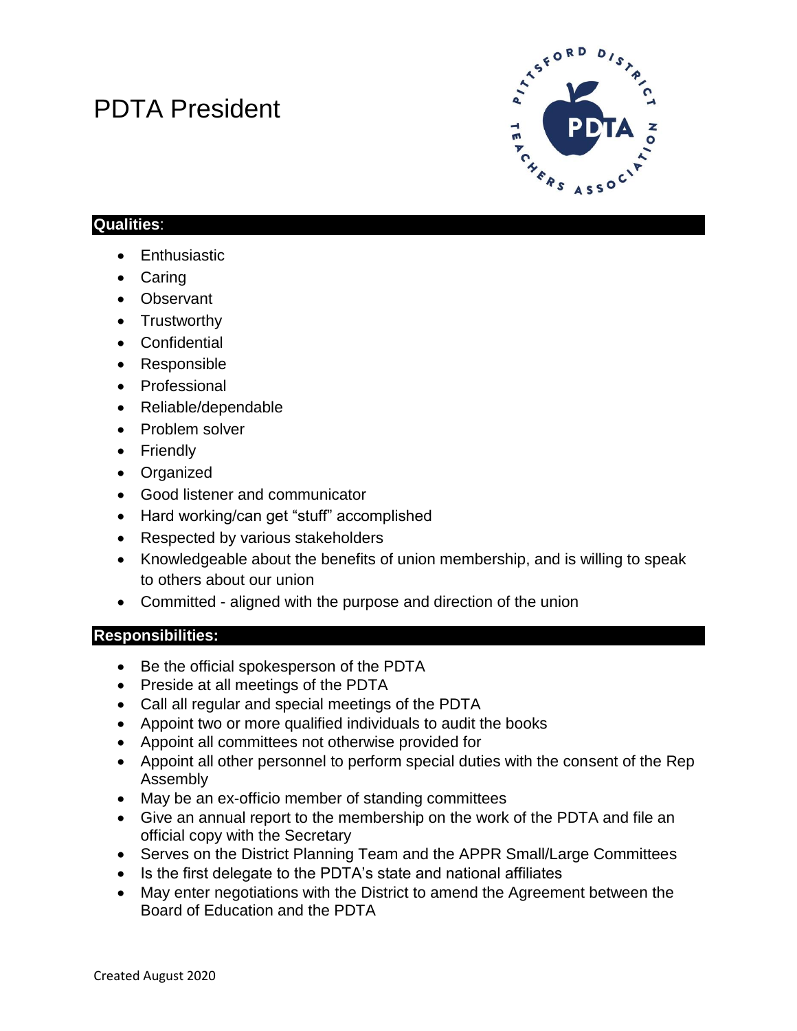# PDTA President

## Qualities:

- Enthusiastic
- Caring
- Observant
- Trustworthy
- Confidential
- Responsible
- Professional
- Reliable/dependable
- Problem solver
- Friendly
- Organized
- Good listener and communicator
- Hard working/can get "stuff" accomplished
- Respected by various stakeholders
- Knowledgeable about the benefits of union membership, and is willing to speak to others about our union
- Committed - aligned with the purpose and direction of the union

## Responsibilities:

- Be the official spokesperson of the PDTA
- Preside at all meetings of the PDTA
- Call all regular and special meetings of the PDTA
- Appoint two or more qualified individuals to audit the books
- Appoint all committees not otherwise provided for
- Appoint all other personnel to perform special duties with the consent of the Rep Assembly
- May be an ex-officio member of standing committees
- Give an annual report to the membership on the work of the PDTA and file an official copy with the Secretary
- Serves on the District Planning Team and the APPR Small/Large Committees
- Is the first delegate to the PDTA's state and national affiliates
- May enter negotiations with the District to amend the Agreement between the Board of Education and the PDTA

Created August 2020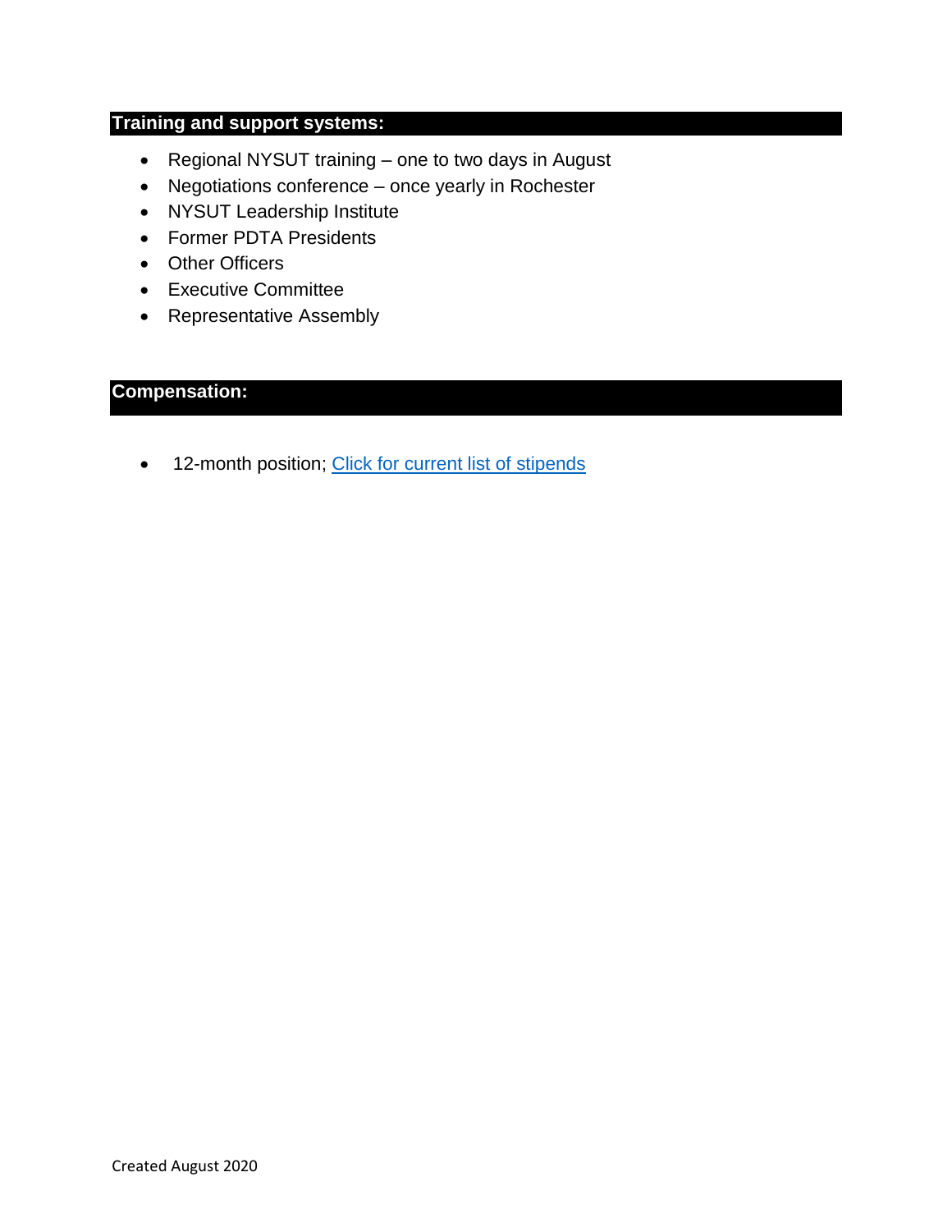## Training and support systems:

- Regional NYSUT training – one to two days in August
- Negotiations conference – once yearly in Rochester
- NYSUT Leadership Institute
- Former PDTA Presidents
- Other Officers
- Executive Committee
- Representative Assembly

## Compensation:

- 12-month position; Click for current list of stipends

Created August 2020